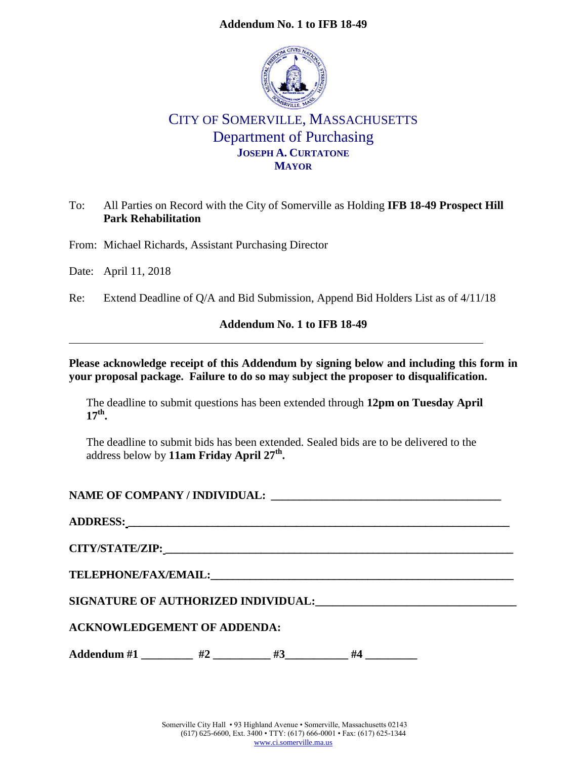**Addendum No. 1 to IFB 18-49**

# CITY OF SOMERVILLE, MASSACHUSETTS
## Department of Purchasing
**JOSEPH A. CURTATONE**
**MAYOR**

To: All Parties on Record with the City of Somerville as Holding **IFB 18-49 Prospect Hill Park Rehabilitation**

From: Michael Richards, Assistant Purchasing Director

Date: April 11, 2018

Re: Extend Deadline of Q/A and Bid Submission, Append Bid Holders List as of 4/11/18

**Addendum No. 1 to IFB 18-49**

---

**Please acknowledge receipt of this Addendum by signing below and including this form in your proposal package. Failure to do so may subject the proposer to disqualification.**

The deadline to submit questions has been extended through **12pm on Tuesday April 17th.**

The deadline to submit bids has been extended. Sealed bids are to be delivered to the address below by **11am Friday April 27th.**

**NAME OF COMPANY / INDIVIDUAL:** ________________________________________

**ADDRESS:** ________________________________________

**CITY/STATE/ZIP:** ________________________________________

**TELEPHONE/FAX/EMAIL:** ________________________________________

**SIGNATURE OF AUTHORIZED INDIVIDUAL:** ________________________________________

**ACKNOWLEDGEMENT OF ADDENDA:**

**Addendum #1** _________ **#2** __________ **#3**___________ **#4** _________

Somerville City Hall • 93 Highland Avenue • Somerville, Massachusetts 02143
(617) 625-6600, Ext. 3400 • TTY: (617) 666-0001 • Fax: (617) 625-1344
www.ci.somerville.ma.us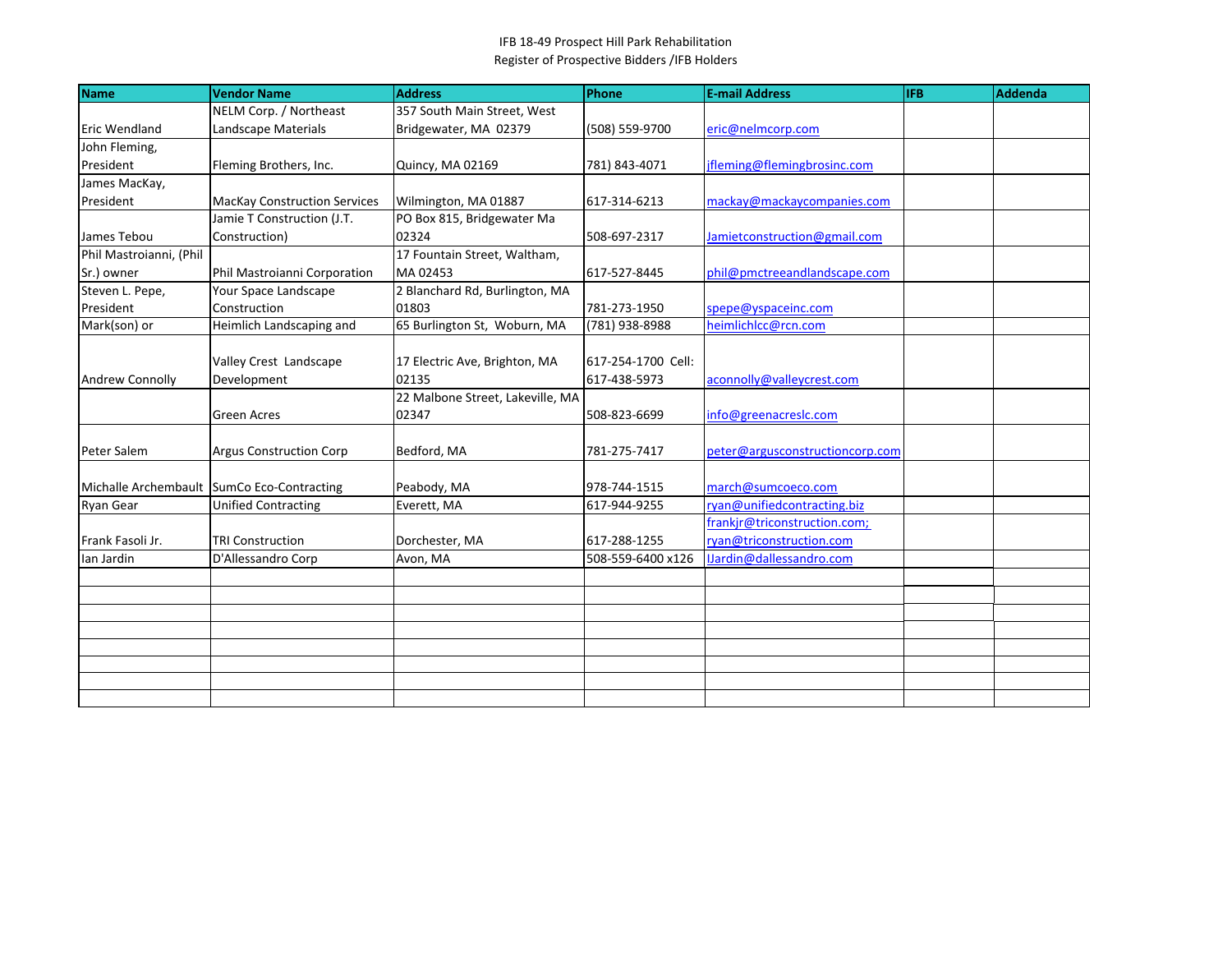IFB 18-49 Prospect Hill Park Rehabilitation
Register of Prospective Bidders /IFB Holders

| Name | Vendor Name | Address | Phone | E-mail Address | IFB | Addenda |
|---|---|---|---|---|---|---|
| Eric Wendland | NELM Corp. / Northeast Landscape Materials | 357 South Main Street, West Bridgewater, MA 02379 | (508) 559-9700 | eric@nelmcorp.com | | |
| John Fleming, President | Fleming Brothers, Inc. | Quincy, MA 02169 | 781) 843-4071 | jfleming@flemingbrosinc.com | | |
| James MacKay, President | MacKay Construction Services | Wilmington, MA 01887 | 617-314-6213 | mackay@mackaycompanies.com | | |
| James Tebou | Jamie T Construction (J.T. Construction) | PO Box 815, Bridgewater Ma 02324 | 508-697-2317 | Jamietconstruction@gmail.com | | |
| Phil Mastroianni, (Phil Sr.) owner | Phil Mastroianni Corporation | 17 Fountain Street, Waltham, MA 02453 | 617-527-8445 | phil@pmctreeandlandscape.com | | |
| Steven L. Pepe, President | Your Space Landscape Construction | 2 Blanchard Rd, Burlington, MA 01803 | 781-273-1950 | spepe@yspaceinc.com | | |
| Mark(son) or | Heimlich Landscaping and | 65 Burlington St, Woburn, MA | (781) 938-8988 | heimlichlcc@rcn.com | | |
| Andrew Connolly | Valley Crest Landscape Development | 17 Electric Ave, Brighton, MA 02135 | 617-254-1700 Cell: 617-438-5973 | aconnolly@valleycrest.com | | |
| | Green Acres | 22 Malbone Street, Lakeville, MA 02347 | 508-823-6699 | info@greenacreslc.com | | |
| Peter Salem | Argus Construction Corp | Bedford, MA | 781-275-7417 | peter@argusconstructioncorp.com | | |
| Michalle Archembault | SumCo Eco-Contracting | Peabody, MA | 978-744-1515 | march@sumcoeco.com | | |
| Ryan Gear | Unified Contracting | Everett, MA | 617-944-9255 | ryan@unifiedcontracting.biz | | |
| Frank Fasoli Jr. | TRI Construction | Dorchester, MA | 617-288-1255 | frankjr@triconstruction.com; ryan@triconstruction.com | | |
| Ian Jardin | D'Allessandro Corp | Avon, MA | 508-559-6400 x126 | IJardin@dallessandro.com | | |
| | | | | | | |
| | | | | | | |
| | | | | | | |
| | | | | | | |
| | | | | | | |
| | | | | | | |
| | | | | | | |
| | | | | | | |